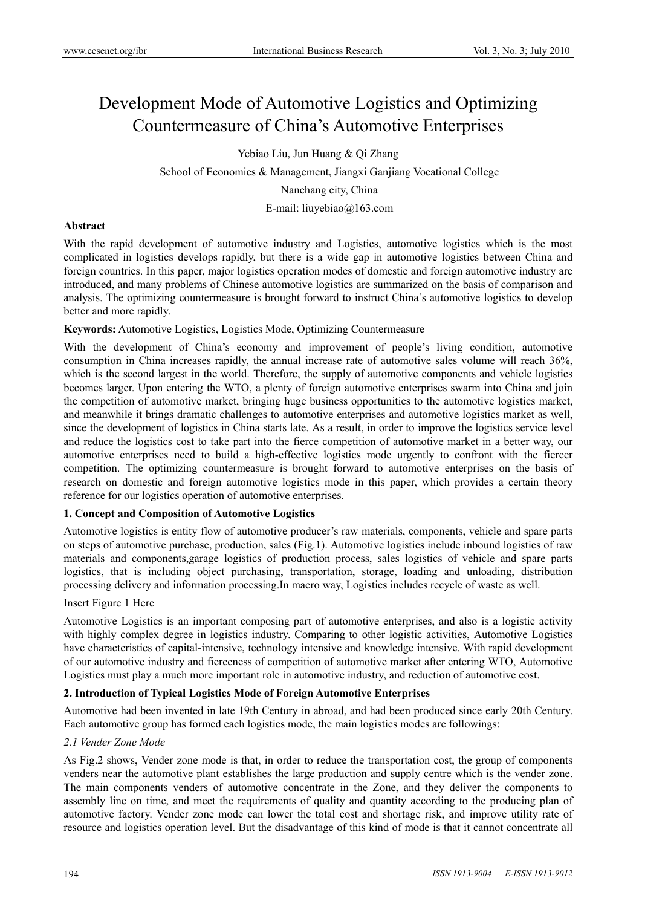# Development Mode of Automotive Logistics and Optimizing Countermeasure of China's Automotive Enterprises

Yebiao Liu, Jun Huang & Qi Zhang

School of Economics & Management, Jiangxi Ganjiang Vocational College

Nanchang city, China

E-mail: liuyebiao@163.com

**Abstract**

With the rapid development of automotive industry and Logistics, automotive logistics which is the most complicated in logistics develops rapidly, but there is a wide gap in automotive logistics between China and foreign countries. In this paper, major logistics operation modes of domestic and foreign automotive industry are introduced, and many problems of Chinese automotive logistics are summarized on the basis of comparison and analysis. The optimizing countermeasure is brought forward to instruct China's automotive logistics to develop better and more rapidly.

**Keywords:** Automotive Logistics, Logistics Mode, Optimizing Countermeasure

With the development of China's economy and improvement of people's living condition, automotive consumption in China increases rapidly, the annual increase rate of automotive sales volume will reach 36%, which is the second largest in the world. Therefore, the supply of automotive components and vehicle logistics becomes larger. Upon entering the WTO, a plenty of foreign automotive enterprises swarm into China and join the competition of automotive market, bringing huge business opportunities to the automotive logistics market, and meanwhile it brings dramatic challenges to automotive enterprises and automotive logistics market as well, since the development of logistics in China starts late. As a result, in order to improve the logistics service level and reduce the logistics cost to take part into the fierce competition of automotive market in a better way, our automotive enterprises need to build a high-effective logistics mode urgently to confront with the fiercer competition. The optimizing countermeasure is brought forward to automotive enterprises on the basis of research on domestic and foreign automotive logistics mode in this paper, which provides a certain theory reference for our logistics operation of automotive enterprises.

**1. Concept and Composition of Automotive Logistics**

Automotive logistics is entity flow of automotive producer's raw materials, components, vehicle and spare parts on steps of automotive purchase, production, sales (Fig.1). Automotive logistics include inbound logistics of raw materials and components,garage logistics of production process, sales logistics of vehicle and spare parts logistics, that is including object purchasing, transportation, storage, loading and unloading, distribution processing delivery and information processing.In macro way, Logistics includes recycle of waste as well.

Insert Figure 1 Here

Automotive Logistics is an important composing part of automotive enterprises, and also is a logistic activity with highly complex degree in logistics industry. Comparing to other logistic activities, Automotive Logistics have characteristics of capital-intensive, technology intensive and knowledge intensive. With rapid development of our automotive industry and fierceness of competition of automotive market after entering WTO, Automotive Logistics must play a much more important role in automotive industry, and reduction of automotive cost.

**2. Introduction of Typical Logistics Mode of Foreign Automotive Enterprises**

Automotive had been invented in late 19th Century in abroad, and had been produced since early 20th Century. Each automotive group has formed each logistics mode, the main logistics modes are followings:

*2.1 Vender Zone Mode*

As Fig.2 shows, Vender zone mode is that, in order to reduce the transportation cost, the group of components venders near the automotive plant establishes the large production and supply centre which is the vender zone. The main components venders of automotive concentrate in the Zone, and they deliver the components to assembly line on time, and meet the requirements of quality and quantity according to the producing plan of automotive factory. Vender zone mode can lower the total cost and shortage risk, and improve utility rate of resource and logistics operation level. But the disadvantage of this kind of mode is that it cannot concentrate all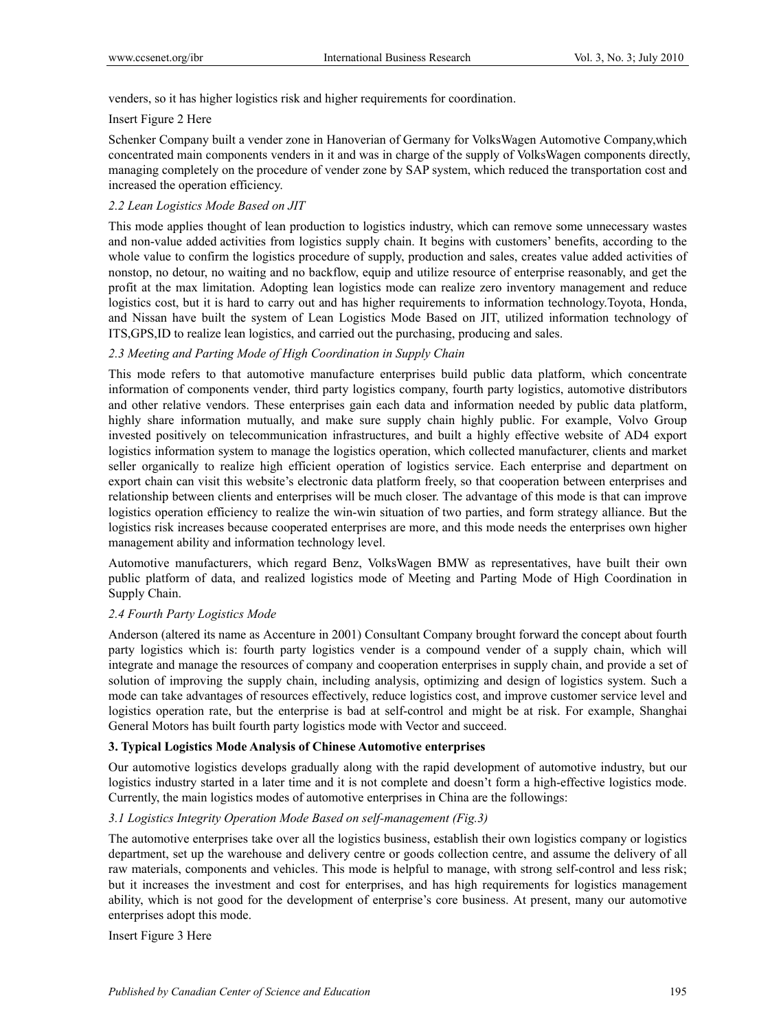venders, so it has higher logistics risk and higher requirements for coordination.

Insert Figure 2 Here

Schenker Company built a vender zone in Hanoverian of Germany for VolksWagen Automotive Company,which concentrated main components venders in it and was in charge of the supply of VolksWagen components directly, managing completely on the procedure of vender zone by SAP system, which reduced the transportation cost and increased the operation efficiency.

### *2.2 Lean Logistics Mode Based on JIT*

This mode applies thought of lean production to logistics industry, which can remove some unnecessary wastes and non-value added activities from logistics supply chain. It begins with customers' benefits, according to the whole value to confirm the logistics procedure of supply, production and sales, creates value added activities of nonstop, no detour, no waiting and no backflow, equip and utilize resource of enterprise reasonably, and get the profit at the max limitation. Adopting lean logistics mode can realize zero inventory management and reduce logistics cost, but it is hard to carry out and has higher requirements to information technology.Toyota, Honda, and Nissan have built the system of Lean Logistics Mode Based on JIT, utilized information technology of ITS,GPS,ID to realize lean logistics, and carried out the purchasing, producing and sales.

### *2.3 Meeting and Parting Mode of High Coordination in Supply Chain*

This mode refers to that automotive manufacture enterprises build public data platform, which concentrate information of components vender, third party logistics company, fourth party logistics, automotive distributors and other relative vendors. These enterprises gain each data and information needed by public data platform, highly share information mutually, and make sure supply chain highly public. For example, Volvo Group invested positively on telecommunication infrastructures, and built a highly effective website of AD4 export logistics information system to manage the logistics operation, which collected manufacturer, clients and market seller organically to realize high efficient operation of logistics service. Each enterprise and department on export chain can visit this website's electronic data platform freely, so that cooperation between enterprises and relationship between clients and enterprises will be much closer. The advantage of this mode is that can improve logistics operation efficiency to realize the win-win situation of two parties, and form strategy alliance. But the logistics risk increases because cooperated enterprises are more, and this mode needs the enterprises own higher management ability and information technology level.

Automotive manufacturers, which regard Benz, VolksWagen BMW as representatives, have built their own public platform of data, and realized logistics mode of Meeting and Parting Mode of High Coordination in Supply Chain.

### *2.4 Fourth Party Logistics Mode*

Anderson (altered its name as Accenture in 2001) Consultant Company brought forward the concept about fourth party logistics which is: fourth party logistics vender is a compound vender of a supply chain, which will integrate and manage the resources of company and cooperation enterprises in supply chain, and provide a set of solution of improving the supply chain, including analysis, optimizing and design of logistics system. Such a mode can take advantages of resources effectively, reduce logistics cost, and improve customer service level and logistics operation rate, but the enterprise is bad at self-control and might be at risk. For example, Shanghai General Motors has built fourth party logistics mode with Vector and succeed.

## **3. Typical Logistics Mode Analysis of Chinese Automotive enterprises**

Our automotive logistics develops gradually along with the rapid development of automotive industry, but our logistics industry started in a later time and it is not complete and doesn't form a high-effective logistics mode. Currently, the main logistics modes of automotive enterprises in China are the followings:

### *3.1 Logistics Integrity Operation Mode Based on self-management (Fig.3)*

The automotive enterprises take over all the logistics business, establish their own logistics company or logistics department, set up the warehouse and delivery centre or goods collection centre, and assume the delivery of all raw materials, components and vehicles. This mode is helpful to manage, with strong self-control and less risk; but it increases the investment and cost for enterprises, and has high requirements for logistics management ability, which is not good for the development of enterprise's core business. At present, many our automotive enterprises adopt this mode.

Insert Figure 3 Here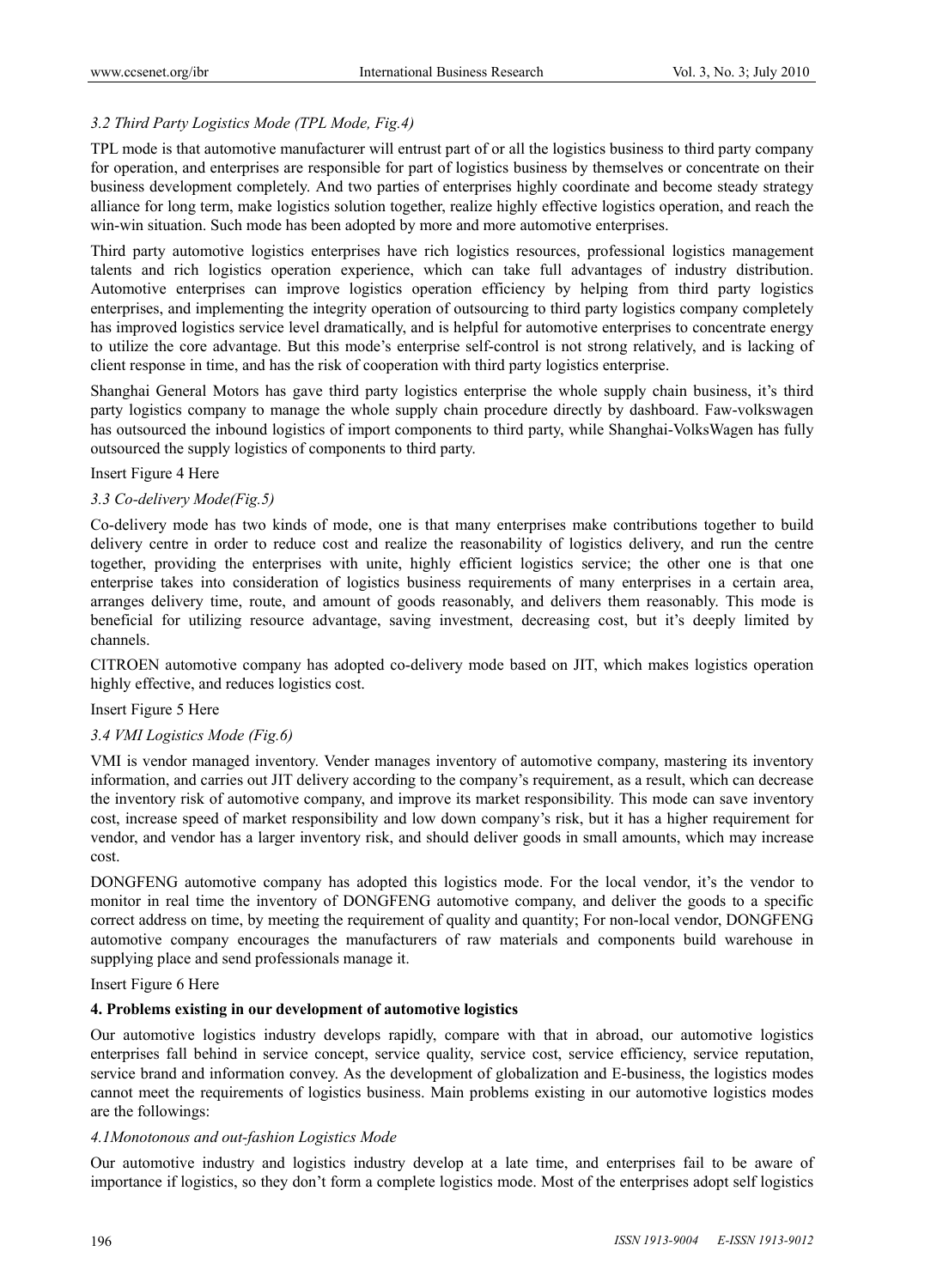### *3.2 Third Party Logistics Mode (TPL Mode, Fig.4)*

TPL mode is that automotive manufacturer will entrust part of or all the logistics business to third party company for operation, and enterprises are responsible for part of logistics business by themselves or concentrate on their business development completely. And two parties of enterprises highly coordinate and become steady strategy alliance for long term, make logistics solution together, realize highly effective logistics operation, and reach the win-win situation. Such mode has been adopted by more and more automotive enterprises.

Third party automotive logistics enterprises have rich logistics resources, professional logistics management talents and rich logistics operation experience, which can take full advantages of industry distribution. Automotive enterprises can improve logistics operation efficiency by helping from third party logistics enterprises, and implementing the integrity operation of outsourcing to third party logistics company completely has improved logistics service level dramatically, and is helpful for automotive enterprises to concentrate energy to utilize the core advantage. But this mode's enterprise self-control is not strong relatively, and is lacking of client response in time, and has the risk of cooperation with third party logistics enterprise.

Shanghai General Motors has gave third party logistics enterprise the whole supply chain business, it's third party logistics company to manage the whole supply chain procedure directly by dashboard. Faw-volkswagen has outsourced the inbound logistics of import components to third party, while Shanghai-VolksWagen has fully outsourced the supply logistics of components to third party.

Insert Figure 4 Here

### *3.3 Co-delivery Mode(Fig.5)*

Co-delivery mode has two kinds of mode, one is that many enterprises make contributions together to build delivery centre in order to reduce cost and realize the reasonability of logistics delivery, and run the centre together, providing the enterprises with unite, highly efficient logistics service; the other one is that one enterprise takes into consideration of logistics business requirements of many enterprises in a certain area, arranges delivery time, route, and amount of goods reasonably, and delivers them reasonably. This mode is beneficial for utilizing resource advantage, saving investment, decreasing cost, but it's deeply limited by channels.

CITROEN automotive company has adopted co-delivery mode based on JIT, which makes logistics operation highly effective, and reduces logistics cost.

Insert Figure 5 Here

### *3.4 VMI Logistics Mode (Fig.6)*

VMI is vendor managed inventory. Vender manages inventory of automotive company, mastering its inventory information, and carries out JIT delivery according to the company's requirement, as a result, which can decrease the inventory risk of automotive company, and improve its market responsibility. This mode can save inventory cost, increase speed of market responsibility and low down company's risk, but it has a higher requirement for vendor, and vendor has a larger inventory risk, and should deliver goods in small amounts, which may increase cost.

DONGFENG automotive company has adopted this logistics mode. For the local vendor, it's the vendor to monitor in real time the inventory of DONGFENG automotive company, and deliver the goods to a specific correct address on time, by meeting the requirement of quality and quantity; For non-local vendor, DONGFENG automotive company encourages the manufacturers of raw materials and components build warehouse in supplying place and send professionals manage it.

Insert Figure 6 Here

## **4. Problems existing in our development of automotive logistics**

Our automotive logistics industry develops rapidly, compare with that in abroad, our automotive logistics enterprises fall behind in service concept, service quality, service cost, service efficiency, service reputation, service brand and information convey. As the development of globalization and E-business, the logistics modes cannot meet the requirements of logistics business. Main problems existing in our automotive logistics modes are the followings:

### *4.1Monotonous and out-fashion Logistics Mode*

Our automotive industry and logistics industry develop at a late time, and enterprises fail to be aware of importance if logistics, so they don't form a complete logistics mode. Most of the enterprises adopt self logistics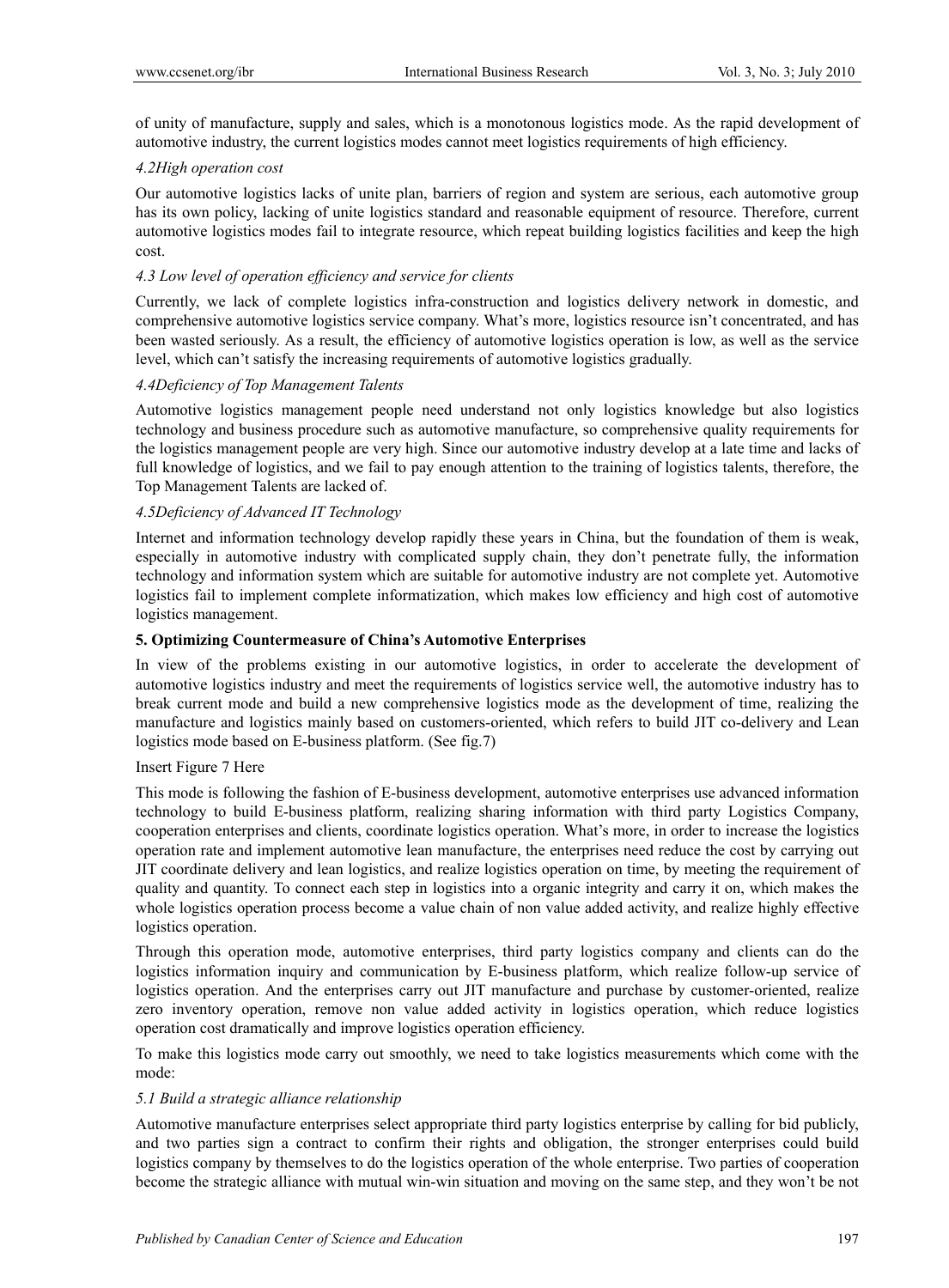of unity of manufacture, supply and sales, which is a monotonous logistics mode. As the rapid development of automotive industry, the current logistics modes cannot meet logistics requirements of high efficiency.

### *4.2High operation cost*

Our automotive logistics lacks of unite plan, barriers of region and system are serious, each automotive group has its own policy, lacking of unite logistics standard and reasonable equipment of resource. Therefore, current automotive logistics modes fail to integrate resource, which repeat building logistics facilities and keep the high cost.

### *4.3 Low level of operation efficiency and service for clients*

Currently, we lack of complete logistics infra-construction and logistics delivery network in domestic, and comprehensive automotive logistics service company. What's more, logistics resource isn't concentrated, and has been wasted seriously. As a result, the efficiency of automotive logistics operation is low, as well as the service level, which can't satisfy the increasing requirements of automotive logistics gradually.

### *4.4Deficiency of Top Management Talents*

Automotive logistics management people need understand not only logistics knowledge but also logistics technology and business procedure such as automotive manufacture, so comprehensive quality requirements for the logistics management people are very high. Since our automotive industry develop at a late time and lacks of full knowledge of logistics, and we fail to pay enough attention to the training of logistics talents, therefore, the Top Management Talents are lacked of.

### *4.5Deficiency of Advanced IT Technology*

Internet and information technology develop rapidly these years in China, but the foundation of them is weak, especially in automotive industry with complicated supply chain, they don't penetrate fully, the information technology and information system which are suitable for automotive industry are not complete yet. Automotive logistics fail to implement complete informatization, which makes low efficiency and high cost of automotive logistics management.

## 5. Optimizing Countermeasure of China's Automotive Enterprises

In view of the problems existing in our automotive logistics, in order to accelerate the development of automotive logistics industry and meet the requirements of logistics service well, the automotive industry has to break current mode and build a new comprehensive logistics mode as the development of time, realizing the manufacture and logistics mainly based on customers-oriented, which refers to build JIT co-delivery and Lean logistics mode based on E-business platform. (See fig.7)

Insert Figure 7 Here

This mode is following the fashion of E-business development, automotive enterprises use advanced information technology to build E-business platform, realizing sharing information with third party Logistics Company, cooperation enterprises and clients, coordinate logistics operation. What's more, in order to increase the logistics operation rate and implement automotive lean manufacture, the enterprises need reduce the cost by carrying out JIT coordinate delivery and lean logistics, and realize logistics operation on time, by meeting the requirement of quality and quantity. To connect each step in logistics into a organic integrity and carry it on, which makes the whole logistics operation process become a value chain of non value added activity, and realize highly effective logistics operation.

Through this operation mode, automotive enterprises, third party logistics company and clients can do the logistics information inquiry and communication by E-business platform, which realize follow-up service of logistics operation. And the enterprises carry out JIT manufacture and purchase by customer-oriented, realize zero inventory operation, remove non value added activity in logistics operation, which reduce logistics operation cost dramatically and improve logistics operation efficiency.

To make this logistics mode carry out smoothly, we need to take logistics measurements which come with the mode:

### *5.1 Build a strategic alliance relationship*

Automotive manufacture enterprises select appropriate third party logistics enterprise by calling for bid publicly, and two parties sign a contract to confirm their rights and obligation, the stronger enterprises could build logistics company by themselves to do the logistics operation of the whole enterprise. Two parties of cooperation become the strategic alliance with mutual win-win situation and moving on the same step, and they won't be not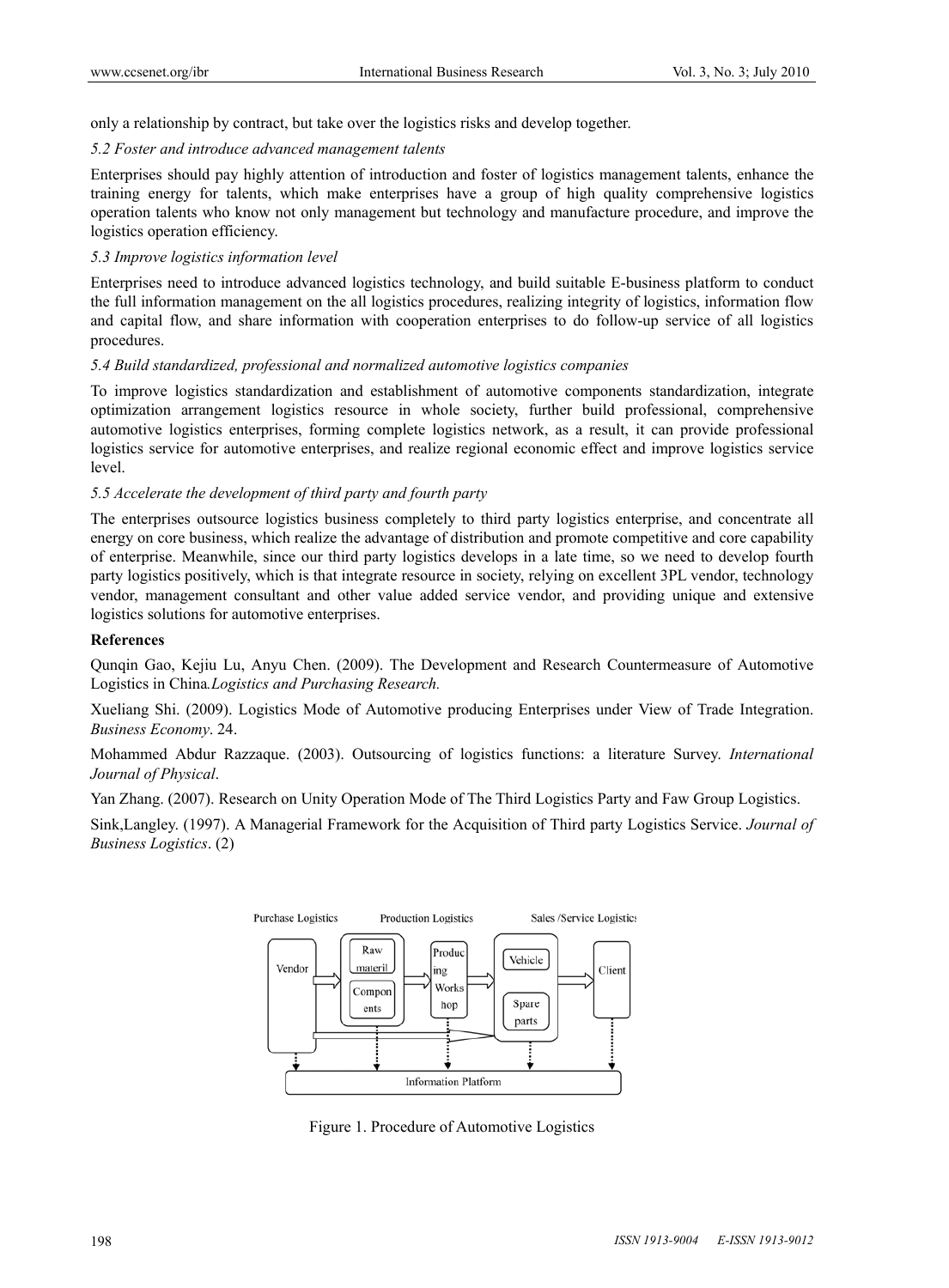only a relationship by contract, but take over the logistics risks and develop together.

*5.2 Foster and introduce advanced management talents*

Enterprises should pay highly attention of introduction and foster of logistics management talents, enhance the training energy for talents, which make enterprises have a group of high quality comprehensive logistics operation talents who know not only management but technology and manufacture procedure, and improve the logistics operation efficiency.

*5.3 Improve logistics information level*

Enterprises need to introduce advanced logistics technology, and build suitable E-business platform to conduct the full information management on the all logistics procedures, realizing integrity of logistics, information flow and capital flow, and share information with cooperation enterprises to do follow-up service of all logistics procedures.

*5.4 Build standardized, professional and normalized automotive logistics companies*

To improve logistics standardization and establishment of automotive components standardization, integrate optimization arrangement logistics resource in whole society, further build professional, comprehensive automotive logistics enterprises, forming complete logistics network, as a result, it can provide professional logistics service for automotive enterprises, and realize regional economic effect and improve logistics service level.

*5.5 Accelerate the development of third party and fourth party*

The enterprises outsource logistics business completely to third party logistics enterprise, and concentrate all energy on core business, which realize the advantage of distribution and promote competitive and core capability of enterprise. Meanwhile, since our third party logistics develops in a late time, so we need to develop fourth party logistics positively, which is that integrate resource in society, relying on excellent 3PL vendor, technology vendor, management consultant and other value added service vendor, and providing unique and extensive logistics solutions for automotive enterprises.

**References**

Qunqin Gao, Kejiu Lu, Anyu Chen. (2009). The Development and Research Countermeasure of Automotive Logistics in China.*Logistics and Purchasing Research.*

Xueliang Shi. (2009). Logistics Mode of Automotive producing Enterprises under View of Trade Integration. *Business Economy*. 24.

Mohammed Abdur Razzaque. (2003). Outsourcing of logistics functions: a literature Survey. *International Journal of Physical*.

Yan Zhang. (2007). Research on Unity Operation Mode of The Third Logistics Party and Faw Group Logistics.

Sink,Langley. (1997). A Managerial Framework for the Acquisition of Third party Logistics Service. *Journal of Business Logistics*. (2)

Purchase Logistics — Production Logistics — Sales /Service Logistics

Vendor → Raw materil / Components → Producing Workshop → Vehicle / Spare parts → Client

Information Platform

Figure 1. Procedure of Automotive Logistics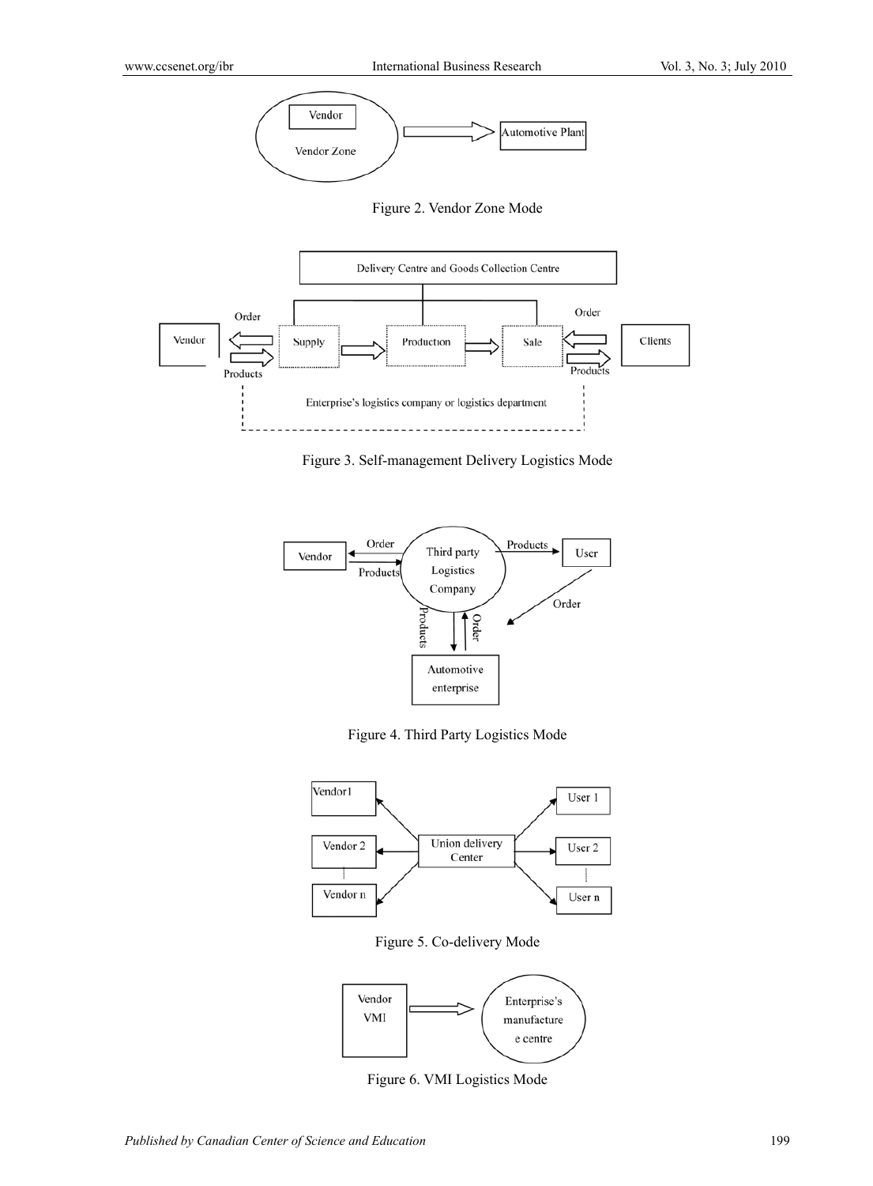Figure 2. Vendor Zone Mode

Figure 3. Self-management Delivery Logistics Mode

Figure 4. Third Party Logistics Mode

Figure 5. Co-delivery Mode

Figure 6. VMI Logistics Mode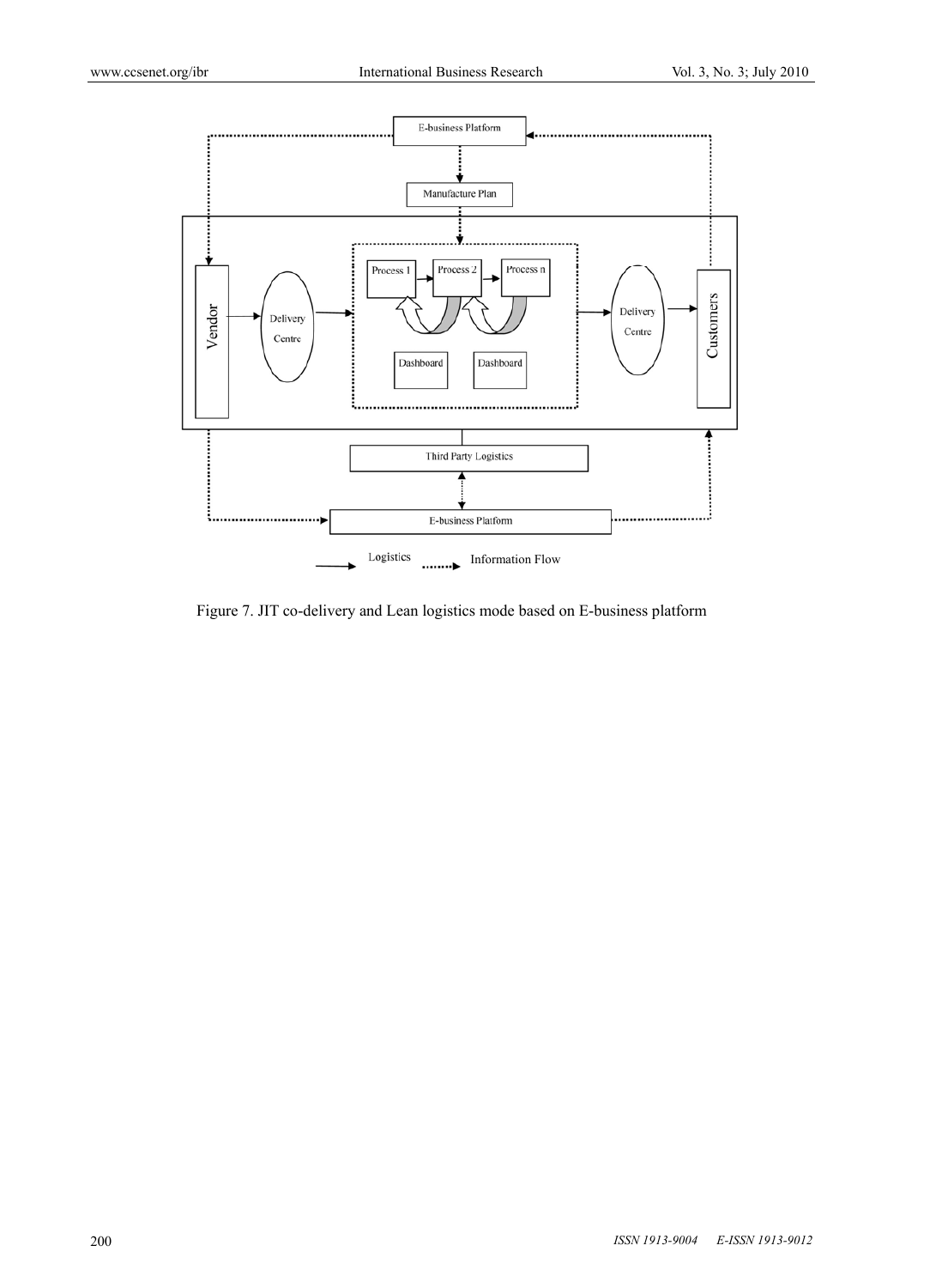E-business Platform

Manufacture Plan

Vendor

Delivery Centre

Process 1

Process 2

Process n

Dashboard

Dashboard

Delivery Centre

Customers

Third Party Logistics

E-business Platform

Logistics

Information Flow

Figure 7. JIT co-delivery and Lean logistics mode based on E-business platform